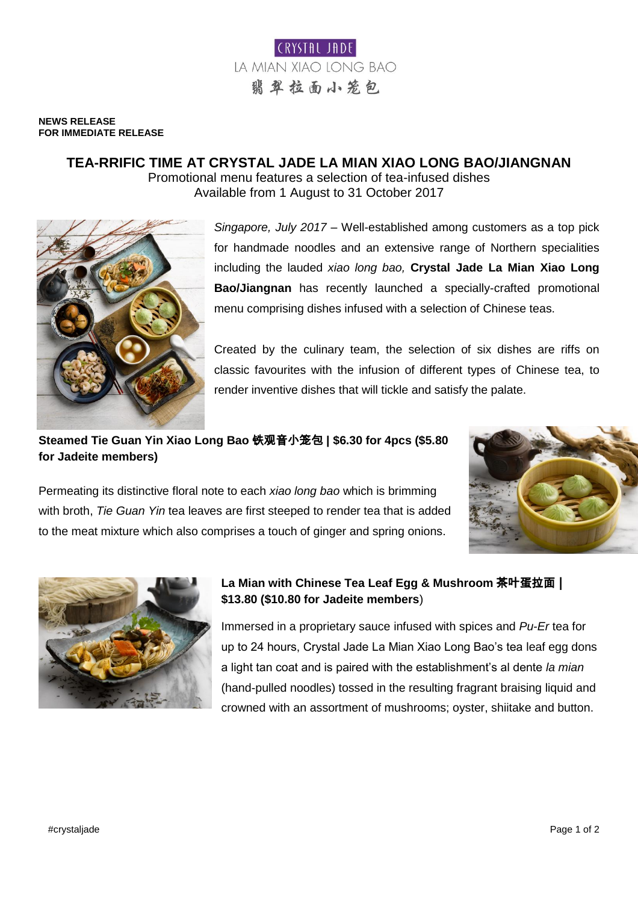CRYSTAL JADE
LA MIAN XIAO LONG BAO
翡翠拉面小笼包

**NEWS RELEASE**
**FOR IMMEDIATE RELEASE**

# TEA-RRIFIC TIME AT CRYSTAL JADE LA MIAN XIAO LONG BAO/JIANGNAN

Promotional menu features a selection of tea-infused dishes
Available from 1 August to 31 October 2017

*Singapore, July 2017* – Well-established among customers as a top pick for handmade noodles and an extensive range of Northern specialities including the lauded *xiao long bao,* **Crystal Jade La Mian Xiao Long Bao/Jiangnan** has recently launched a specially-crafted promotional menu comprising dishes infused with a selection of Chinese teas.

Created by the culinary team, the selection of six dishes are riffs on classic favourites with the infusion of different types of Chinese tea, to render inventive dishes that will tickle and satisfy the palate.

**Steamed Tie Guan Yin Xiao Long Bao 铁观音小笼包 | $6.30 for 4pcs ($5.80 for Jadeite members)**

Permeating its distinctive floral note to each *xiao long bao* which is brimming with broth, *Tie Guan Yin* tea leaves are first steeped to render tea that is added to the meat mixture which also comprises a touch of ginger and spring onions.

**La Mian with Chinese Tea Leaf Egg & Mushroom 茶叶蛋拉面 | $13.80 ($10.80 for Jadeite members)**

Immersed in a proprietary sauce infused with spices and *Pu-Er* tea for up to 24 hours, Crystal Jade La Mian Xiao Long Bao's tea leaf egg dons a light tan coat and is paired with the establishment's al dente *la mian* (hand-pulled noodles) tossed in the resulting fragrant braising liquid and crowned with an assortment of mushrooms; oyster, shiitake and button.

#crystaljade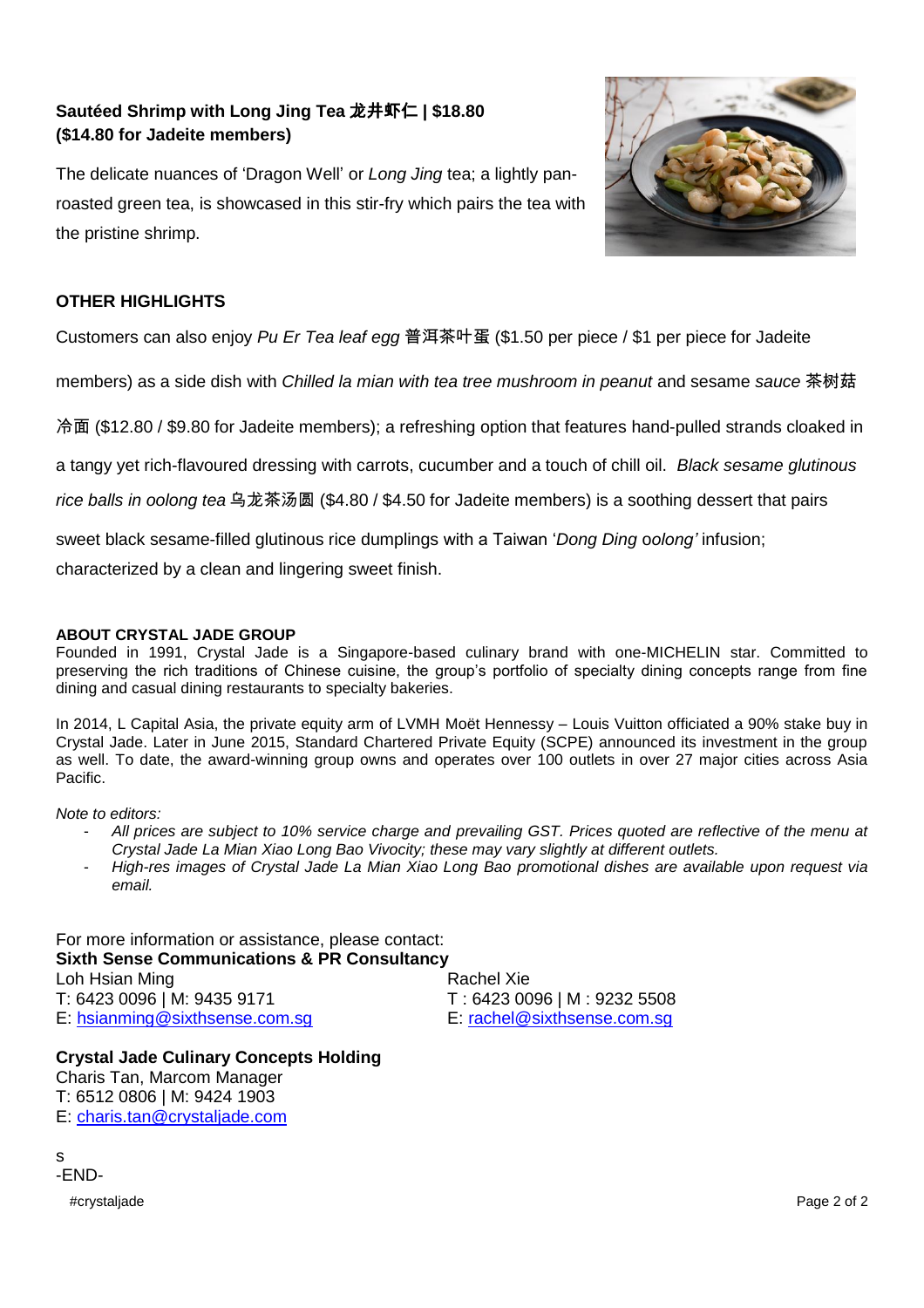**Sautéed Shrimp with Long Jing Tea 龙井虾仁 | $18.80**
**($14.80 for Jadeite members)**

The delicate nuances of 'Dragon Well' or *Long Jing* tea; a lightly pan-roasted green tea, is showcased in this stir-fry which pairs the tea with the pristine shrimp.

## OTHER HIGHLIGHTS

Customers can also enjoy *Pu Er Tea leaf egg* 普洱茶叶蛋 ($1.50 per piece / $1 per piece for Jadeite members) as a side dish with *Chilled la mian with tea tree mushroom in peanut* and sesame *sauce* 茶树菇冷面 ($12.80 / $9.80 for Jadeite members); a refreshing option that features hand-pulled strands cloaked in a tangy yet rich-flavoured dressing with carrots, cucumber and a touch of chill oil. *Black sesame glutinous rice balls in oolong tea* 乌龙茶汤圆 ($4.80 / $4.50 for Jadeite members) is a soothing dessert that pairs sweet black sesame-filled glutinous rice dumplings with a Taiwan '*Dong Ding oolong'* infusion; characterized by a clean and lingering sweet finish.

### ABOUT CRYSTAL JADE GROUP

Founded in 1991, Crystal Jade is a Singapore-based culinary brand with one-MICHELIN star. Committed to preserving the rich traditions of Chinese cuisine, the group's portfolio of specialty dining concepts range from fine dining and casual dining restaurants to specialty bakeries.

In 2014, L Capital Asia, the private equity arm of LVMH Moët Hennessy – Louis Vuitton officiated a 90% stake buy in Crystal Jade. Later in June 2015, Standard Chartered Private Equity (SCPE) announced its investment in the group as well. To date, the award-winning group owns and operates over 100 outlets in over 27 major cities across Asia Pacific.

*Note to editors:*

- *All prices are subject to 10% service charge and prevailing GST. Prices quoted are reflective of the menu at Crystal Jade La Mian Xiao Long Bao Vivocity; these may vary slightly at different outlets.*
- *High-res images of Crystal Jade La Mian Xiao Long Bao promotional dishes are available upon request via email.*

For more information or assistance, please contact:
**Sixth Sense Communications & PR Consultancy**

Loh Hsian Ming
T: 6423 0096 | M: 9435 9171
E: hsianming@sixthsense.com.sg

Rachel Xie
T : 6423 0096 | M : 9232 5508
E: rachel@sixthsense.com.sg

**Crystal Jade Culinary Concepts Holding**
Charis Tan, Marcom Manager
T: 6512 0806 | M: 9424 1903
E: charis.tan@crystaljade.com

s
-END-

#crystaljade